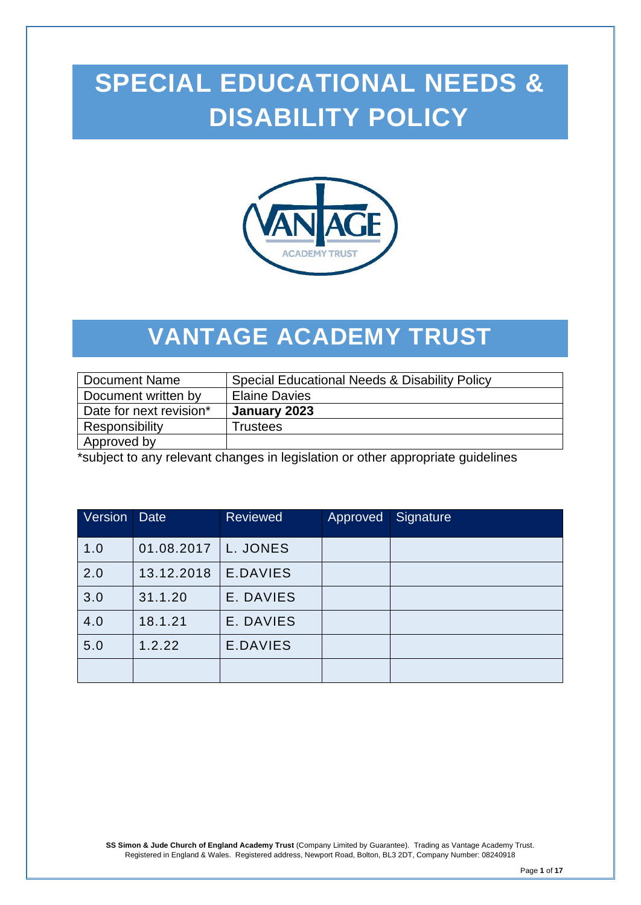# SPECIAL EDUCATIONAL NEEDS & DISABILITY POLICY

# VANTAGE ACADEMY TRUST

| Document Name | Special Educational Needs & Disability Policy |
|---|---|
| Document written by | Elaine Davies |
| Date for next revision* | **January 2023** |
| Responsibility | Trustees |
| Approved by | |

*subject to any relevant changes in legislation or other appropriate guidelines

| Version | Date | Reviewed | Approved | Signature |
|---|---|---|---|---|
| 1.0 | 01.08.2017 | L. JONES | | |
| 2.0 | 13.12.2018 | E.DAVIES | | |
| 3.0 | 31.1.20 | E. DAVIES | | |
| 4.0 | 18.1.21 | E. DAVIES | | |
| 5.0 | 1.2.22 | E.DAVIES | | |
| | | | | |

**SS Simon & Jude Church of England Academy Trust** (Company Limited by Guarantee). Trading as Vantage Academy Trust. Registered in England & Wales. Registered address, Newport Road, Bolton, BL3 2DT, Company Number: 08240918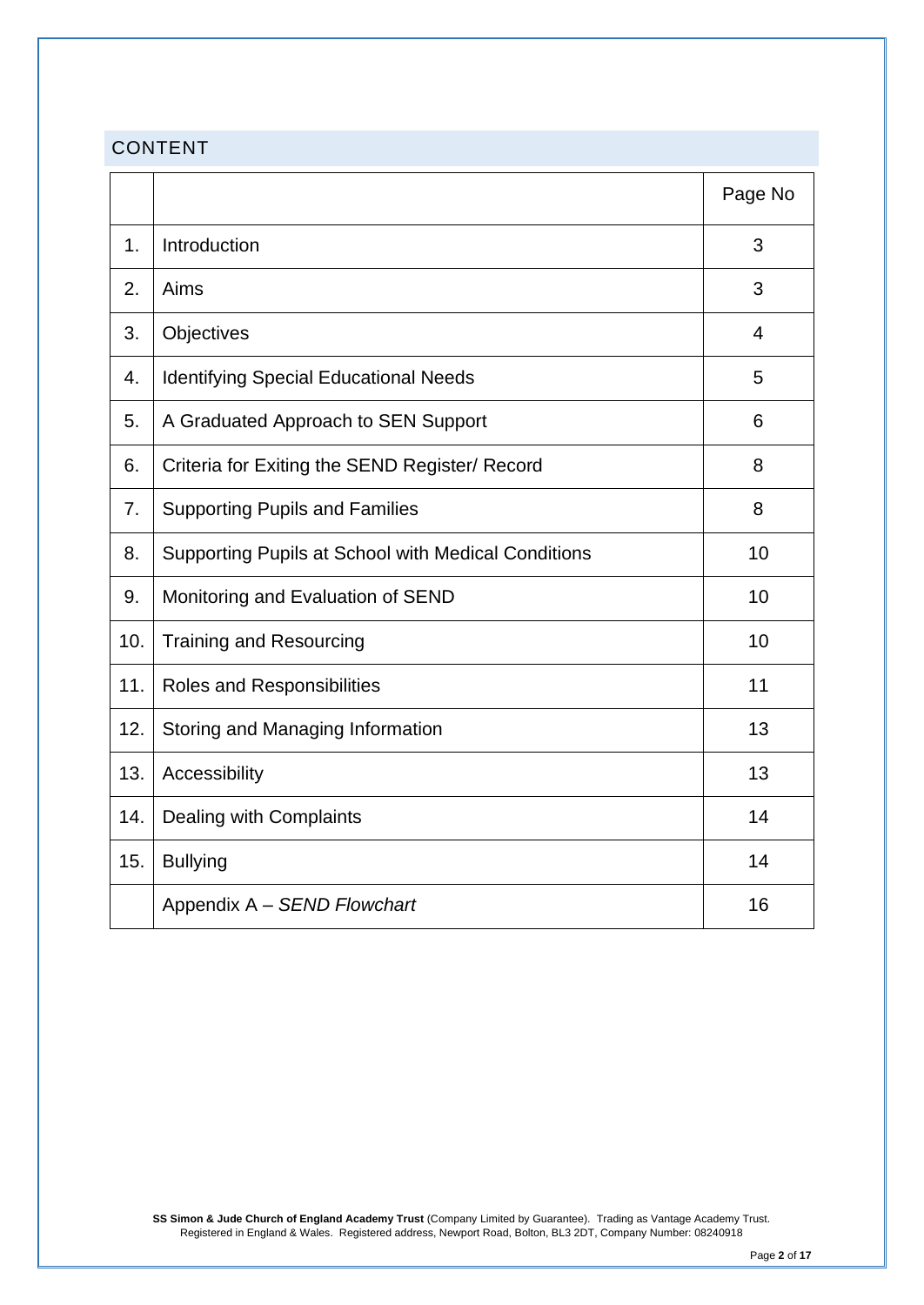## CONTENT

| | | Page No |
|---|---|---|
| 1. | Introduction | 3 |
| 2. | Aims | 3 |
| 3. | Objectives | 4 |
| 4. | Identifying Special Educational Needs | 5 |
| 5. | A Graduated Approach to SEN Support | 6 |
| 6. | Criteria for Exiting the SEND Register/ Record | 8 |
| 7. | Supporting Pupils and Families | 8 |
| 8. | Supporting Pupils at School with Medical Conditions | 10 |
| 9. | Monitoring and Evaluation of SEND | 10 |
| 10. | Training and Resourcing | 10 |
| 11. | Roles and Responsibilities | 11 |
| 12. | Storing and Managing Information | 13 |
| 13. | Accessibility | 13 |
| 14. | Dealing with Complaints | 14 |
| 15. | Bullying | 14 |
| | Appendix A – *SEND Flowchart* | 16 |

**SS Simon & Jude Church of England Academy Trust** (Company Limited by Guarantee). Trading as Vantage Academy Trust. Registered in England & Wales. Registered address, Newport Road, Bolton, BL3 2DT, Company Number: 08240918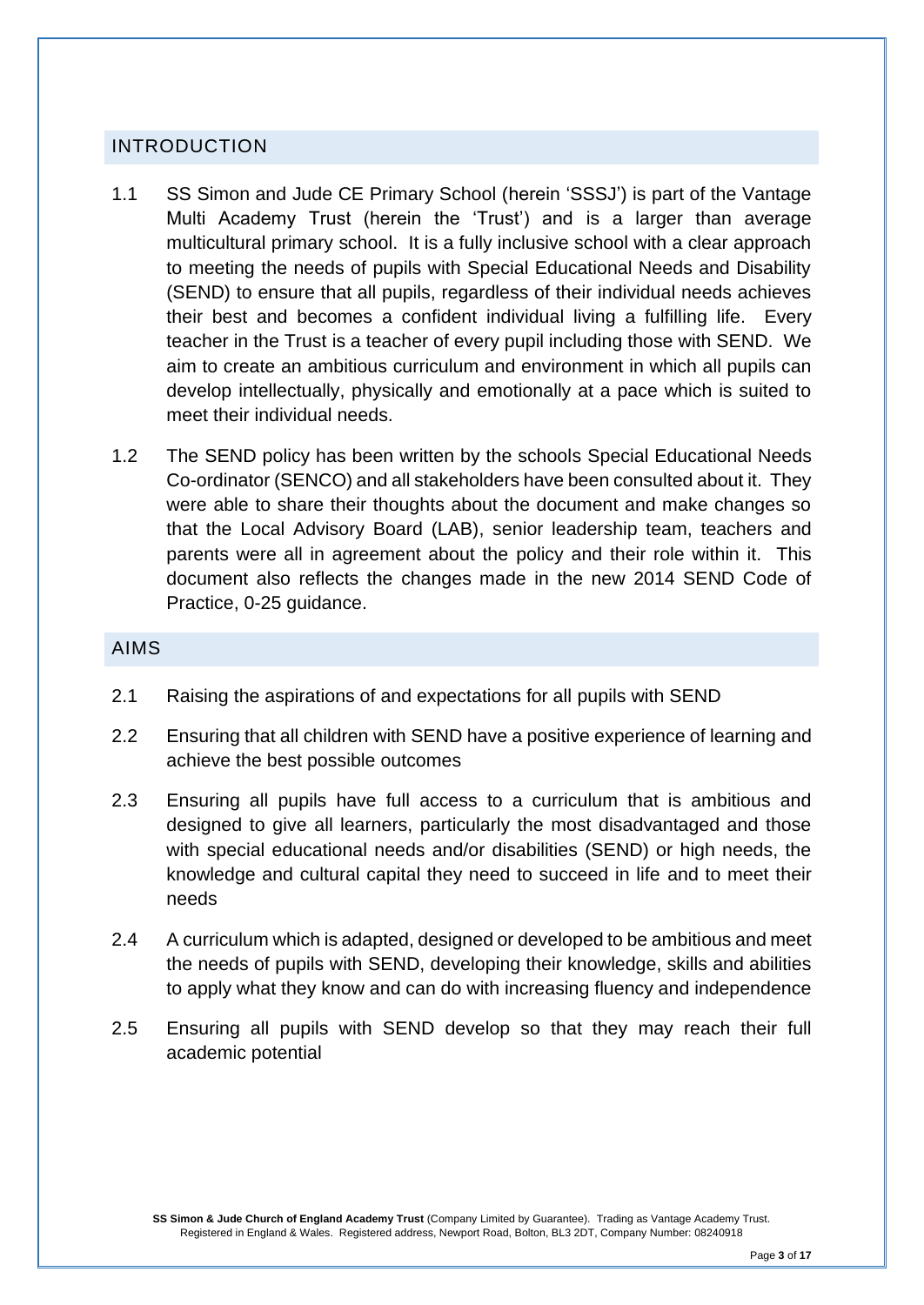## INTRODUCTION

1.1 SS Simon and Jude CE Primary School (herein 'SSSJ') is part of the Vantage Multi Academy Trust (herein the 'Trust') and is a larger than average multicultural primary school. It is a fully inclusive school with a clear approach to meeting the needs of pupils with Special Educational Needs and Disability (SEND) to ensure that all pupils, regardless of their individual needs achieves their best and becomes a confident individual living a fulfilling life. Every teacher in the Trust is a teacher of every pupil including those with SEND. We aim to create an ambitious curriculum and environment in which all pupils can develop intellectually, physically and emotionally at a pace which is suited to meet their individual needs.

1.2 The SEND policy has been written by the schools Special Educational Needs Co-ordinator (SENCO) and all stakeholders have been consulted about it. They were able to share their thoughts about the document and make changes so that the Local Advisory Board (LAB), senior leadership team, teachers and parents were all in agreement about the policy and their role within it. This document also reflects the changes made in the new 2014 SEND Code of Practice, 0-25 guidance.

## AIMS

2.1 Raising the aspirations of and expectations for all pupils with SEND

2.2 Ensuring that all children with SEND have a positive experience of learning and achieve the best possible outcomes

2.3 Ensuring all pupils have full access to a curriculum that is ambitious and designed to give all learners, particularly the most disadvantaged and those with special educational needs and/or disabilities (SEND) or high needs, the knowledge and cultural capital they need to succeed in life and to meet their needs

2.4 A curriculum which is adapted, designed or developed to be ambitious and meet the needs of pupils with SEND, developing their knowledge, skills and abilities to apply what they know and can do with increasing fluency and independence

2.5 Ensuring all pupils with SEND develop so that they may reach their full academic potential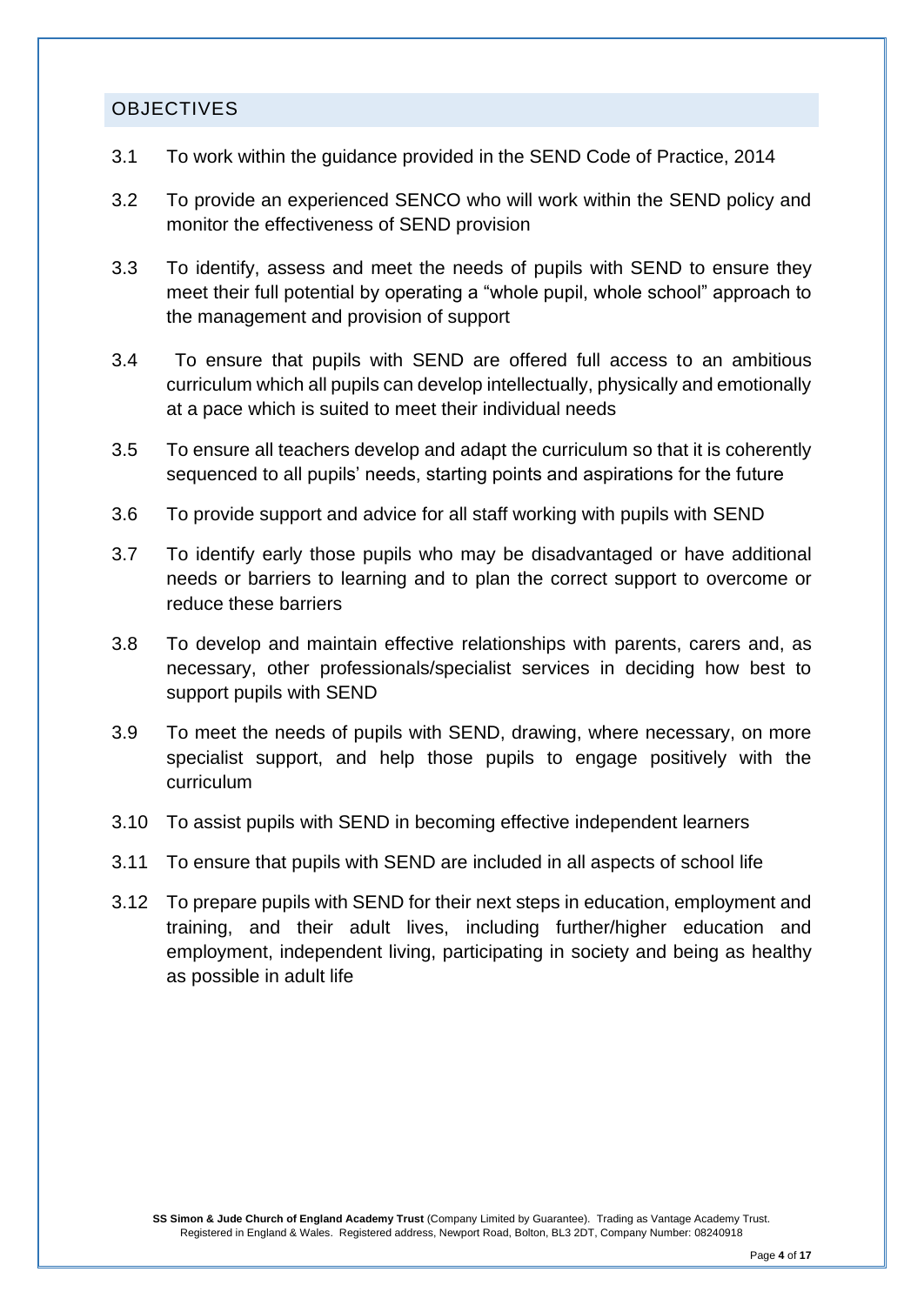## OBJECTIVES

3.1 To work within the guidance provided in the SEND Code of Practice, 2014

3.2 To provide an experienced SENCO who will work within the SEND policy and monitor the effectiveness of SEND provision

3.3 To identify, assess and meet the needs of pupils with SEND to ensure they meet their full potential by operating a "whole pupil, whole school" approach to the management and provision of support

3.4 To ensure that pupils with SEND are offered full access to an ambitious curriculum which all pupils can develop intellectually, physically and emotionally at a pace which is suited to meet their individual needs

3.5 To ensure all teachers develop and adapt the curriculum so that it is coherently sequenced to all pupils' needs, starting points and aspirations for the future

3.6 To provide support and advice for all staff working with pupils with SEND

3.7 To identify early those pupils who may be disadvantaged or have additional needs or barriers to learning and to plan the correct support to overcome or reduce these barriers

3.8 To develop and maintain effective relationships with parents, carers and, as necessary, other professionals/specialist services in deciding how best to support pupils with SEND

3.9 To meet the needs of pupils with SEND, drawing, where necessary, on more specialist support, and help those pupils to engage positively with the curriculum

3.10 To assist pupils with SEND in becoming effective independent learners

3.11 To ensure that pupils with SEND are included in all aspects of school life

3.12 To prepare pupils with SEND for their next steps in education, employment and training, and their adult lives, including further/higher education and employment, independent living, participating in society and being as healthy as possible in adult life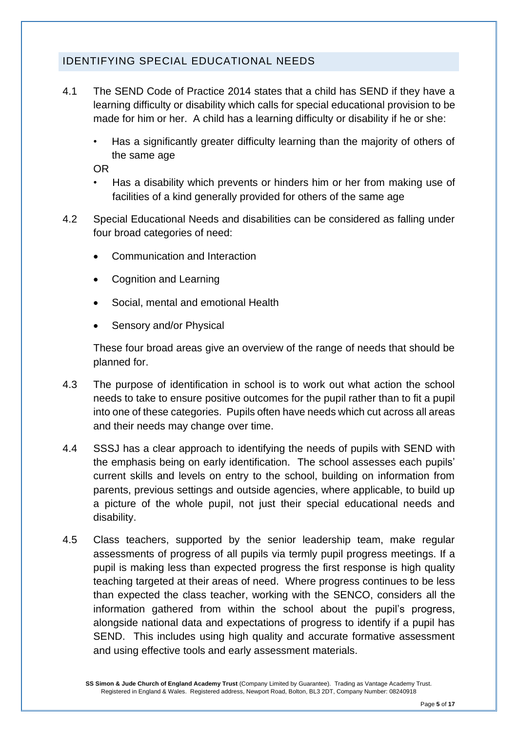## IDENTIFYING SPECIAL EDUCATIONAL NEEDS

4.1 The SEND Code of Practice 2014 states that a child has SEND if they have a learning difficulty or disability which calls for special educational provision to be made for him or her. A child has a learning difficulty or disability if he or she:

- Has a significantly greater difficulty learning than the majority of others of the same age

OR

- Has a disability which prevents or hinders him or her from making use of facilities of a kind generally provided for others of the same age

4.2 Special Educational Needs and disabilities can be considered as falling under four broad categories of need:

- Communication and Interaction
- Cognition and Learning
- Social, mental and emotional Health
- Sensory and/or Physical

These four broad areas give an overview of the range of needs that should be planned for.

4.3 The purpose of identification in school is to work out what action the school needs to take to ensure positive outcomes for the pupil rather than to fit a pupil into one of these categories. Pupils often have needs which cut across all areas and their needs may change over time.

4.4 SSSJ has a clear approach to identifying the needs of pupils with SEND with the emphasis being on early identification. The school assesses each pupils' current skills and levels on entry to the school, building on information from parents, previous settings and outside agencies, where applicable, to build up a picture of the whole pupil, not just their special educational needs and disability.

4.5 Class teachers, supported by the senior leadership team, make regular assessments of progress of all pupils via termly pupil progress meetings. If a pupil is making less than expected progress the first response is high quality teaching targeted at their areas of need. Where progress continues to be less than expected the class teacher, working with the SENCO, considers all the information gathered from within the school about the pupil's progress, alongside national data and expectations of progress to identify if a pupil has SEND. This includes using high quality and accurate formative assessment and using effective tools and early assessment materials.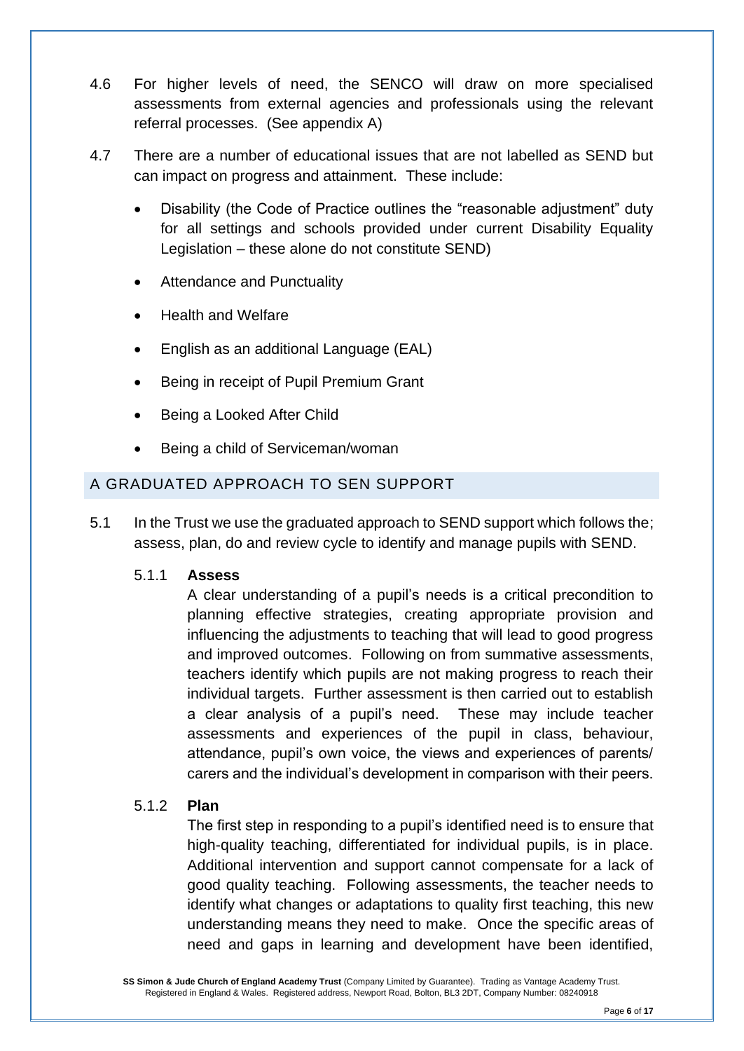4.6 For higher levels of need, the SENCO will draw on more specialised assessments from external agencies and professionals using the relevant referral processes. (See appendix A)

4.7 There are a number of educational issues that are not labelled as SEND but can impact on progress and attainment. These include:

- Disability (the Code of Practice outlines the "reasonable adjustment" duty for all settings and schools provided under current Disability Equality Legislation – these alone do not constitute SEND)
- Attendance and Punctuality
- Health and Welfare
- English as an additional Language (EAL)
- Being in receipt of Pupil Premium Grant
- Being a Looked After Child
- Being a child of Serviceman/woman

## A GRADUATED APPROACH TO SEN SUPPORT

5.1 In the Trust we use the graduated approach to SEND support which follows the; assess, plan, do and review cycle to identify and manage pupils with SEND.

5.1.1 **Assess**

A clear understanding of a pupil's needs is a critical precondition to planning effective strategies, creating appropriate provision and influencing the adjustments to teaching that will lead to good progress and improved outcomes. Following on from summative assessments, teachers identify which pupils are not making progress to reach their individual targets. Further assessment is then carried out to establish a clear analysis of a pupil's need. These may include teacher assessments and experiences of the pupil in class, behaviour, attendance, pupil's own voice, the views and experiences of parents/ carers and the individual's development in comparison with their peers.

5.1.2 **Plan**

The first step in responding to a pupil's identified need is to ensure that high-quality teaching, differentiated for individual pupils, is in place. Additional intervention and support cannot compensate for a lack of good quality teaching. Following assessments, the teacher needs to identify what changes or adaptations to quality first teaching, this new understanding means they need to make. Once the specific areas of need and gaps in learning and development have been identified,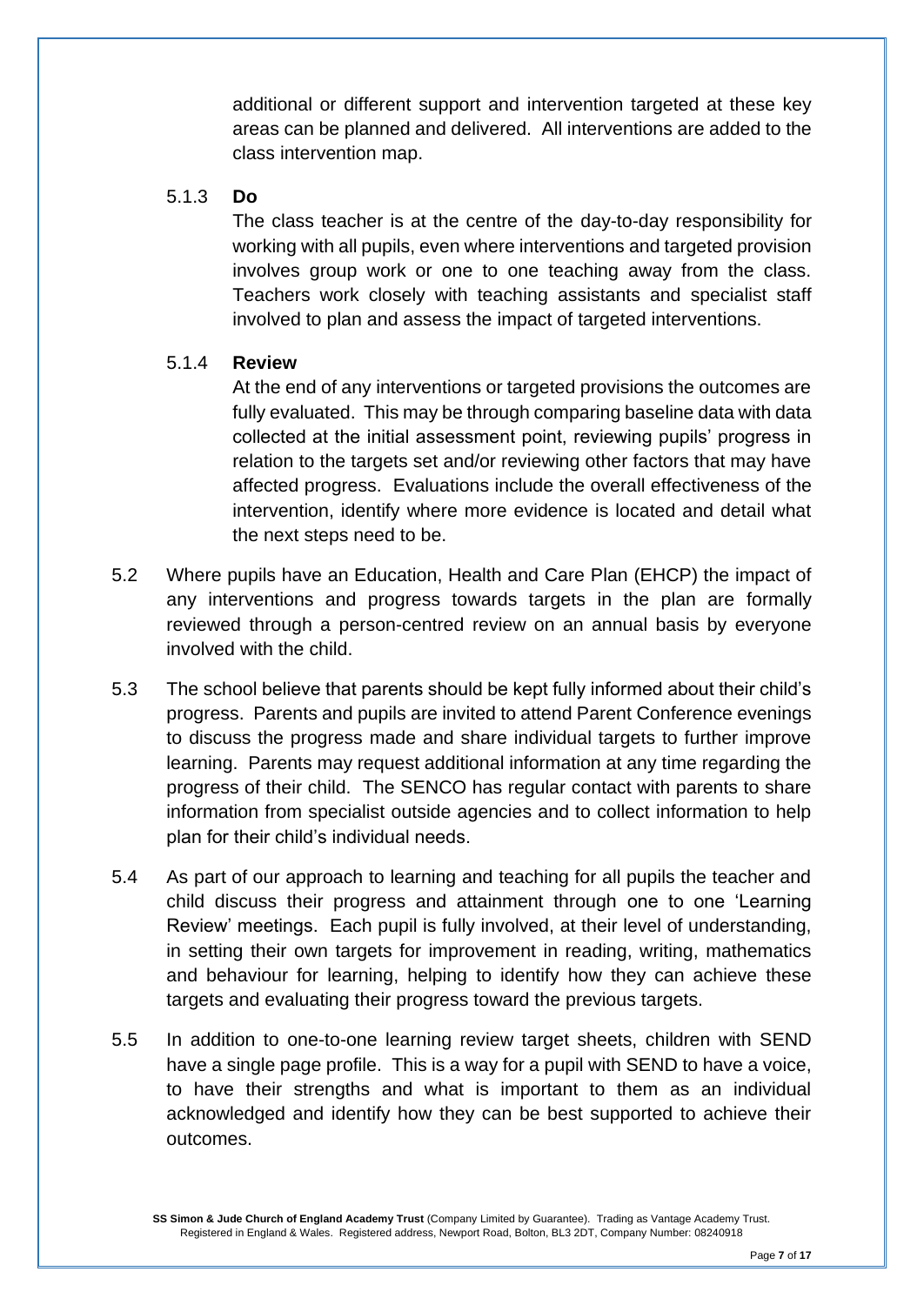additional or different support and intervention targeted at these key areas can be planned and delivered. All interventions are added to the class intervention map.

5.1.3 **Do**

The class teacher is at the centre of the day-to-day responsibility for working with all pupils, even where interventions and targeted provision involves group work or one to one teaching away from the class. Teachers work closely with teaching assistants and specialist staff involved to plan and assess the impact of targeted interventions.

5.1.4 **Review**

At the end of any interventions or targeted provisions the outcomes are fully evaluated. This may be through comparing baseline data with data collected at the initial assessment point, reviewing pupils' progress in relation to the targets set and/or reviewing other factors that may have affected progress. Evaluations include the overall effectiveness of the intervention, identify where more evidence is located and detail what the next steps need to be.

5.2 Where pupils have an Education, Health and Care Plan (EHCP) the impact of any interventions and progress towards targets in the plan are formally reviewed through a person-centred review on an annual basis by everyone involved with the child.

5.3 The school believe that parents should be kept fully informed about their child's progress. Parents and pupils are invited to attend Parent Conference evenings to discuss the progress made and share individual targets to further improve learning. Parents may request additional information at any time regarding the progress of their child. The SENCO has regular contact with parents to share information from specialist outside agencies and to collect information to help plan for their child's individual needs.

5.4 As part of our approach to learning and teaching for all pupils the teacher and child discuss their progress and attainment through one to one 'Learning Review' meetings. Each pupil is fully involved, at their level of understanding, in setting their own targets for improvement in reading, writing, mathematics and behaviour for learning, helping to identify how they can achieve these targets and evaluating their progress toward the previous targets.

5.5 In addition to one-to-one learning review target sheets, children with SEND have a single page profile. This is a way for a pupil with SEND to have a voice, to have their strengths and what is important to them as an individual acknowledged and identify how they can be best supported to achieve their outcomes.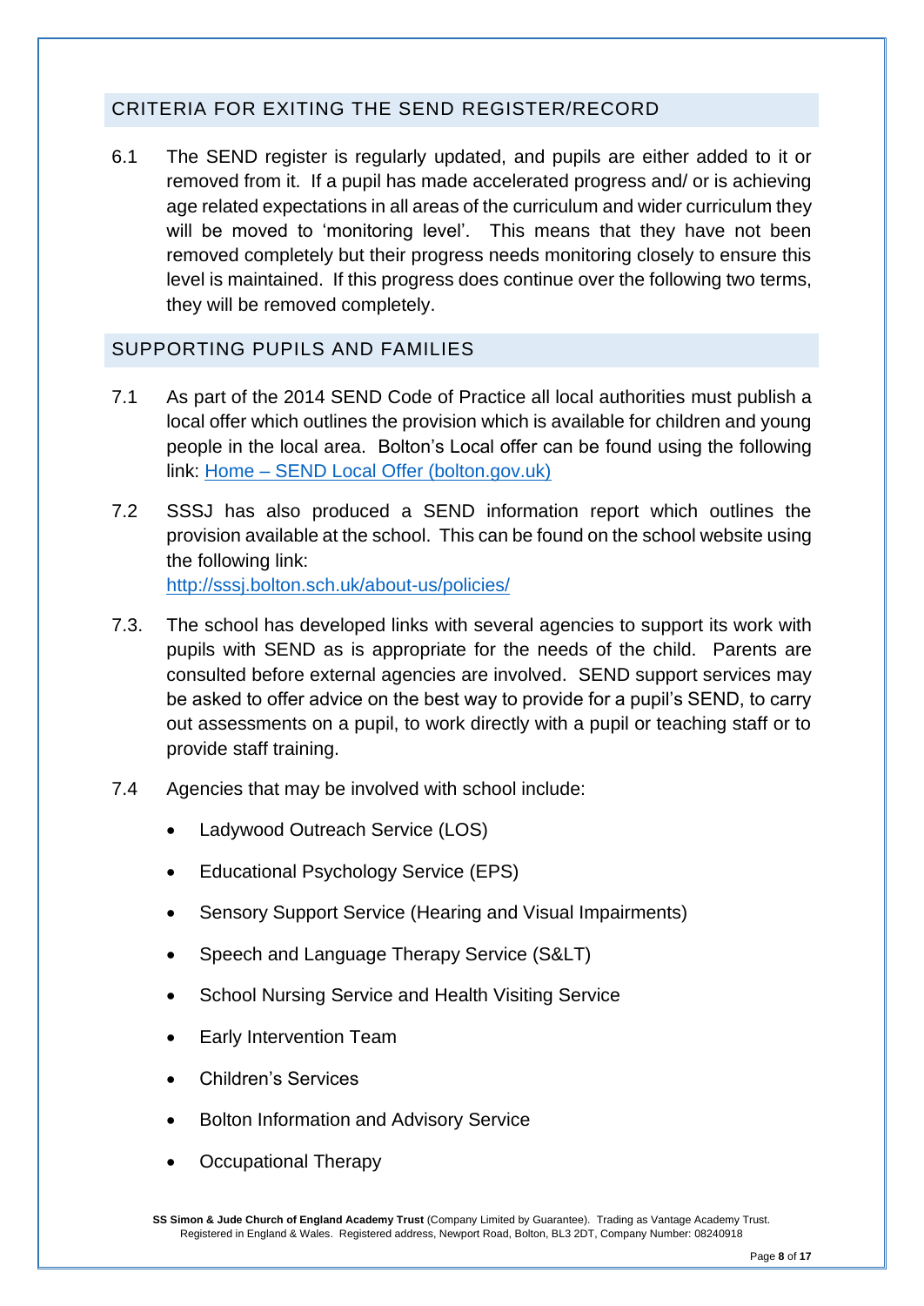## CRITERIA FOR EXITING THE SEND REGISTER/RECORD

6.1 The SEND register is regularly updated, and pupils are either added to it or removed from it. If a pupil has made accelerated progress and/ or is achieving age related expectations in all areas of the curriculum and wider curriculum they will be moved to 'monitoring level'. This means that they have not been removed completely but their progress needs monitoring closely to ensure this level is maintained. If this progress does continue over the following two terms, they will be removed completely.

## SUPPORTING PUPILS AND FAMILIES

7.1 As part of the 2014 SEND Code of Practice all local authorities must publish a local offer which outlines the provision which is available for children and young people in the local area. Bolton's Local offer can be found using the following link: [Home – SEND Local Offer (bolton.gov.uk)](Home – SEND Local Offer (bolton.gov.uk))

7.2 SSSJ has also produced a SEND information report which outlines the provision available at the school. This can be found on the school website using the following link:
[http://sssj.bolton.sch.uk/about-us/policies/](http://sssj.bolton.sch.uk/about-us/policies/)

7.3. The school has developed links with several agencies to support its work with pupils with SEND as is appropriate for the needs of the child. Parents are consulted before external agencies are involved. SEND support services may be asked to offer advice on the best way to provide for a pupil's SEND, to carry out assessments on a pupil, to work directly with a pupil or teaching staff or to provide staff training.

7.4 Agencies that may be involved with school include:

- Ladywood Outreach Service (LOS)
- Educational Psychology Service (EPS)
- Sensory Support Service (Hearing and Visual Impairments)
- Speech and Language Therapy Service (S&LT)
- School Nursing Service and Health Visiting Service
- Early Intervention Team
- Children's Services
- Bolton Information and Advisory Service
- Occupational Therapy

**SS Simon & Jude Church of England Academy Trust** (Company Limited by Guarantee). Trading as Vantage Academy Trust. Registered in England & Wales. Registered address, Newport Road, Bolton, BL3 2DT, Company Number: 08240918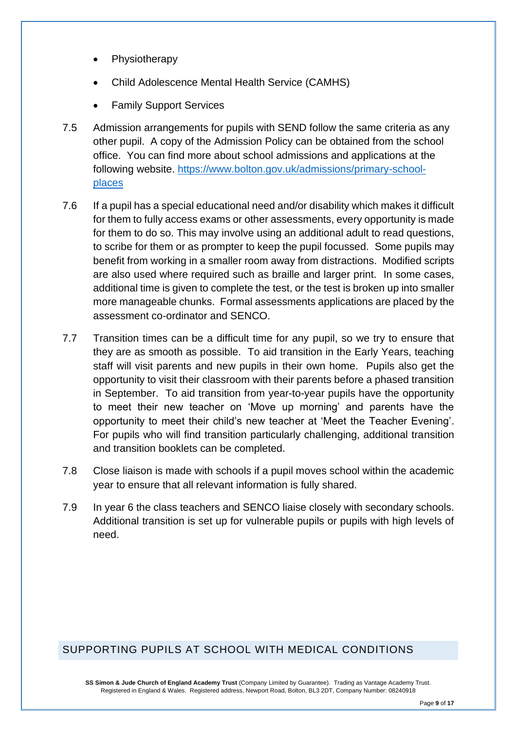- Physiotherapy
- Child Adolescence Mental Health Service (CAMHS)
- Family Support Services

7.5 Admission arrangements for pupils with SEND follow the same criteria as any other pupil. A copy of the Admission Policy can be obtained from the school office. You can find more about school admissions and applications at the following website. [https://www.bolton.gov.uk/admissions/primary-school-places](https://www.bolton.gov.uk/admissions/primary-school-places)

7.6 If a pupil has a special educational need and/or disability which makes it difficult for them to fully access exams or other assessments, every opportunity is made for them to do so. This may involve using an additional adult to read questions, to scribe for them or as prompter to keep the pupil focussed. Some pupils may benefit from working in a smaller room away from distractions. Modified scripts are also used where required such as braille and larger print. In some cases, additional time is given to complete the test, or the test is broken up into smaller more manageable chunks. Formal assessments applications are placed by the assessment co-ordinator and SENCO.

7.7 Transition times can be a difficult time for any pupil, so we try to ensure that they are as smooth as possible. To aid transition in the Early Years, teaching staff will visit parents and new pupils in their own home. Pupils also get the opportunity to visit their classroom with their parents before a phased transition in September. To aid transition from year-to-year pupils have the opportunity to meet their new teacher on 'Move up morning' and parents have the opportunity to meet their child's new teacher at 'Meet the Teacher Evening'. For pupils who will find transition particularly challenging, additional transition and transition booklets can be completed.

7.8 Close liaison is made with schools if a pupil moves school within the academic year to ensure that all relevant information is fully shared.

7.9 In year 6 the class teachers and SENCO liaise closely with secondary schools. Additional transition is set up for vulnerable pupils or pupils with high levels of need.

## SUPPORTING PUPILS AT SCHOOL WITH MEDICAL CONDITIONS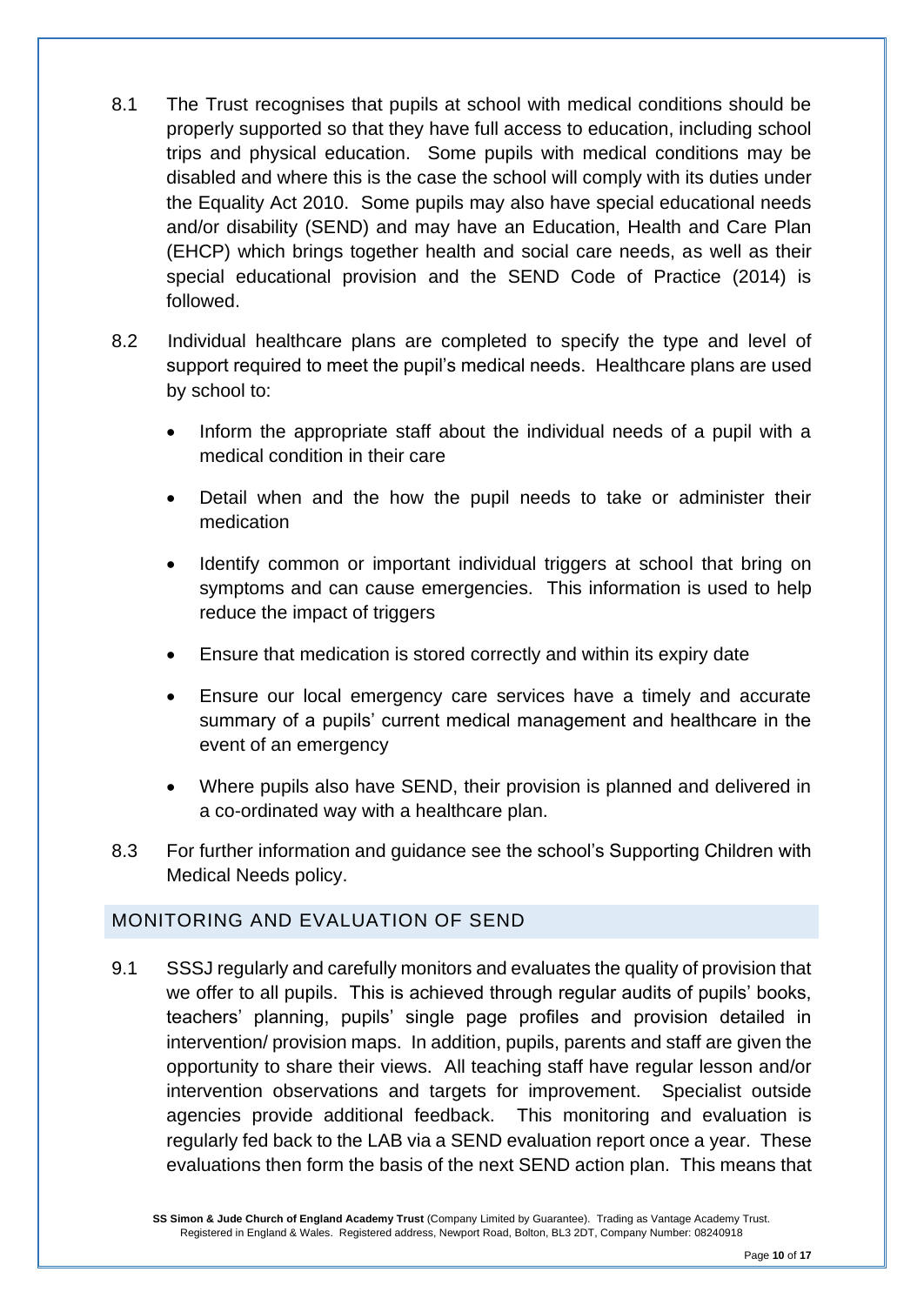8.1 The Trust recognises that pupils at school with medical conditions should be properly supported so that they have full access to education, including school trips and physical education. Some pupils with medical conditions may be disabled and where this is the case the school will comply with its duties under the Equality Act 2010. Some pupils may also have special educational needs and/or disability (SEND) and may have an Education, Health and Care Plan (EHCP) which brings together health and social care needs, as well as their special educational provision and the SEND Code of Practice (2014) is followed.

8.2 Individual healthcare plans are completed to specify the type and level of support required to meet the pupil's medical needs. Healthcare plans are used by school to:

- Inform the appropriate staff about the individual needs of a pupil with a medical condition in their care
- Detail when and the how the pupil needs to take or administer their medication
- Identify common or important individual triggers at school that bring on symptoms and can cause emergencies. This information is used to help reduce the impact of triggers
- Ensure that medication is stored correctly and within its expiry date
- Ensure our local emergency care services have a timely and accurate summary of a pupils' current medical management and healthcare in the event of an emergency
- Where pupils also have SEND, their provision is planned and delivered in a co-ordinated way with a healthcare plan.

8.3 For further information and guidance see the school's Supporting Children with Medical Needs policy.

## MONITORING AND EVALUATION OF SEND

9.1 SSSJ regularly and carefully monitors and evaluates the quality of provision that we offer to all pupils. This is achieved through regular audits of pupils' books, teachers' planning, pupils' single page profiles and provision detailed in intervention/ provision maps. In addition, pupils, parents and staff are given the opportunity to share their views. All teaching staff have regular lesson and/or intervention observations and targets for improvement. Specialist outside agencies provide additional feedback. This monitoring and evaluation is regularly fed back to the LAB via a SEND evaluation report once a year. These evaluations then form the basis of the next SEND action plan. This means that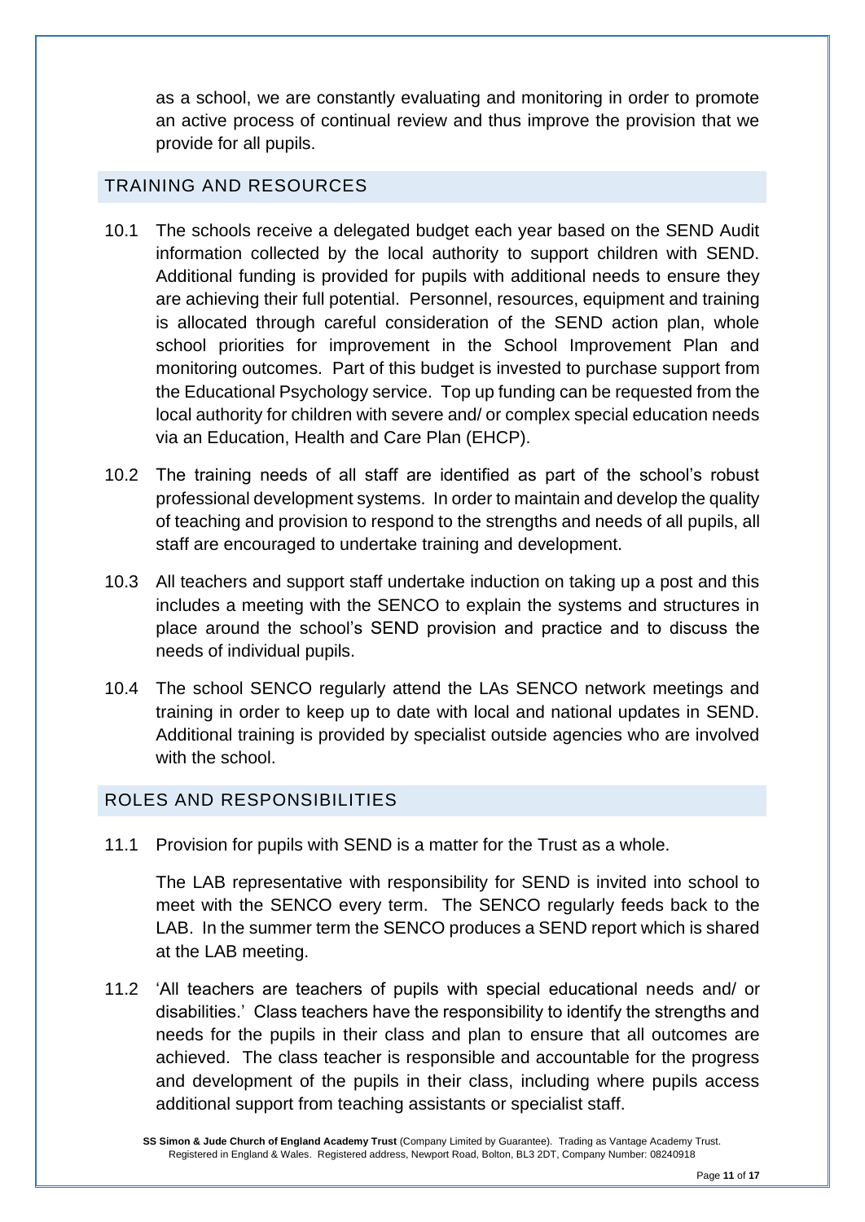as a school, we are constantly evaluating and monitoring in order to promote an active process of continual review and thus improve the provision that we provide for all pupils.

## TRAINING AND RESOURCES

10.1 The schools receive a delegated budget each year based on the SEND Audit information collected by the local authority to support children with SEND. Additional funding is provided for pupils with additional needs to ensure they are achieving their full potential. Personnel, resources, equipment and training is allocated through careful consideration of the SEND action plan, whole school priorities for improvement in the School Improvement Plan and monitoring outcomes. Part of this budget is invested to purchase support from the Educational Psychology service. Top up funding can be requested from the local authority for children with severe and/ or complex special education needs via an Education, Health and Care Plan (EHCP).

10.2 The training needs of all staff are identified as part of the school's robust professional development systems. In order to maintain and develop the quality of teaching and provision to respond to the strengths and needs of all pupils, all staff are encouraged to undertake training and development.

10.3 All teachers and support staff undertake induction on taking up a post and this includes a meeting with the SENCO to explain the systems and structures in place around the school's SEND provision and practice and to discuss the needs of individual pupils.

10.4 The school SENCO regularly attend the LAs SENCO network meetings and training in order to keep up to date with local and national updates in SEND. Additional training is provided by specialist outside agencies who are involved with the school.

## ROLES AND RESPONSIBILITIES

11.1 Provision for pupils with SEND is a matter for the Trust as a whole.

The LAB representative with responsibility for SEND is invited into school to meet with the SENCO every term. The SENCO regularly feeds back to the LAB. In the summer term the SENCO produces a SEND report which is shared at the LAB meeting.

11.2 'All teachers are teachers of pupils with special educational needs and/ or disabilities.' Class teachers have the responsibility to identify the strengths and needs for the pupils in their class and plan to ensure that all outcomes are achieved. The class teacher is responsible and accountable for the progress and development of the pupils in their class, including where pupils access additional support from teaching assistants or specialist staff.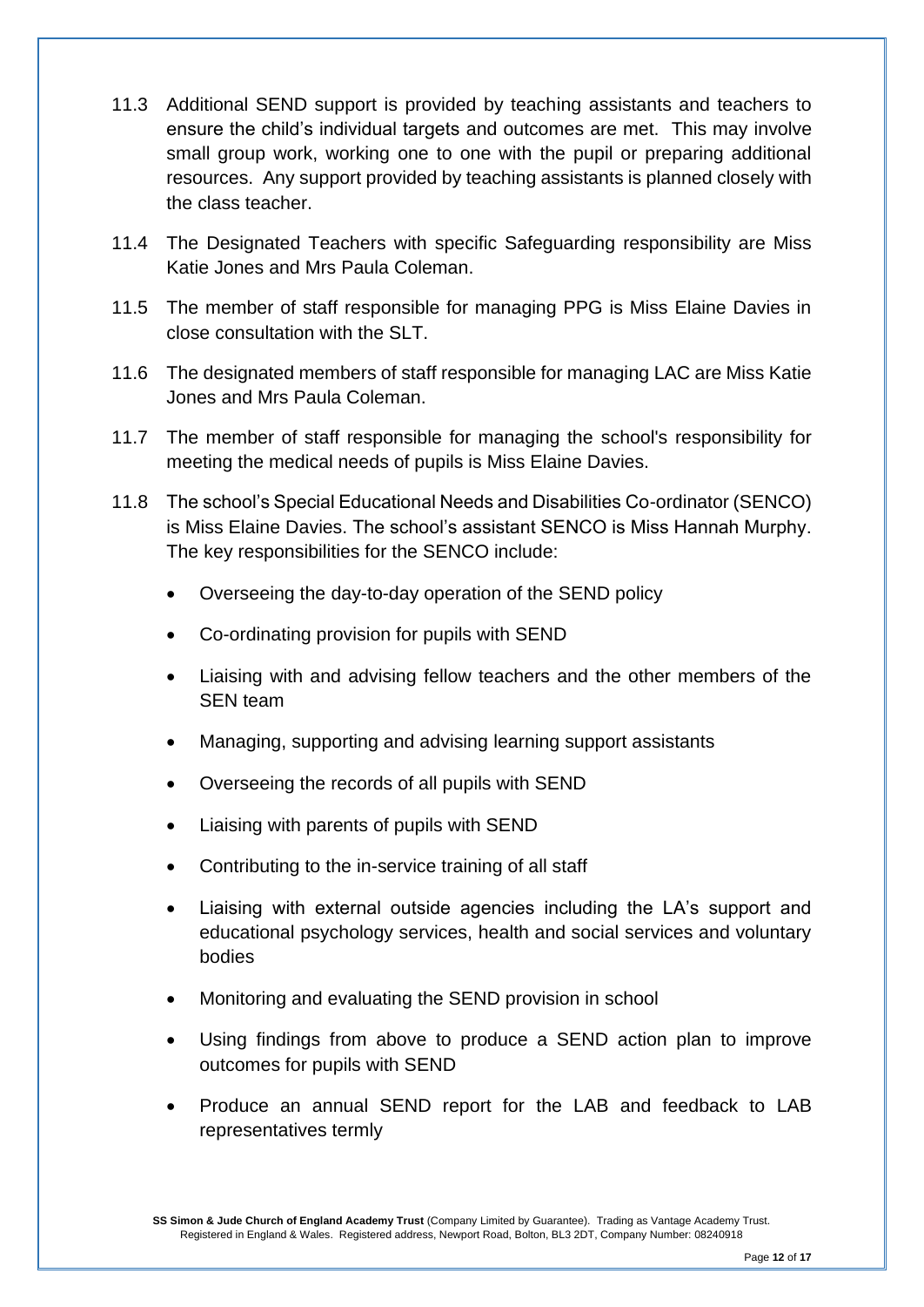11.3 Additional SEND support is provided by teaching assistants and teachers to ensure the child's individual targets and outcomes are met. This may involve small group work, working one to one with the pupil or preparing additional resources. Any support provided by teaching assistants is planned closely with the class teacher.

11.4 The Designated Teachers with specific Safeguarding responsibility are Miss Katie Jones and Mrs Paula Coleman.

11.5 The member of staff responsible for managing PPG is Miss Elaine Davies in close consultation with the SLT.

11.6 The designated members of staff responsible for managing LAC are Miss Katie Jones and Mrs Paula Coleman.

11.7 The member of staff responsible for managing the school's responsibility for meeting the medical needs of pupils is Miss Elaine Davies.

11.8 The school's Special Educational Needs and Disabilities Co-ordinator (SENCO) is Miss Elaine Davies. The school's assistant SENCO is Miss Hannah Murphy. The key responsibilities for the SENCO include:

- Overseeing the day-to-day operation of the SEND policy
- Co-ordinating provision for pupils with SEND
- Liaising with and advising fellow teachers and the other members of the SEN team
- Managing, supporting and advising learning support assistants
- Overseeing the records of all pupils with SEND
- Liaising with parents of pupils with SEND
- Contributing to the in-service training of all staff
- Liaising with external outside agencies including the LA's support and educational psychology services, health and social services and voluntary bodies
- Monitoring and evaluating the SEND provision in school
- Using findings from above to produce a SEND action plan to improve outcomes for pupils with SEND
- Produce an annual SEND report for the LAB and feedback to LAB representatives termly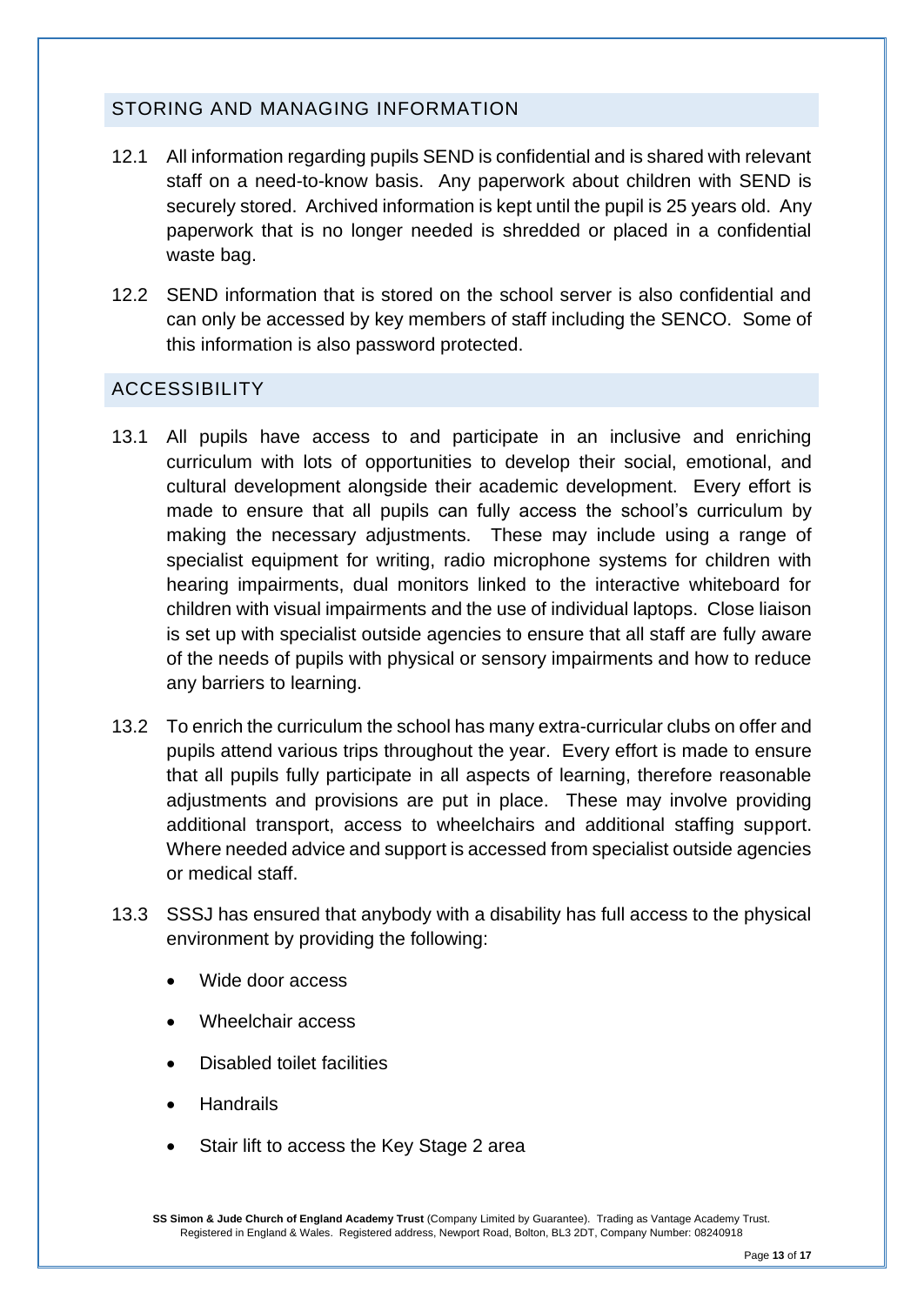## STORING AND MANAGING INFORMATION

12.1 All information regarding pupils SEND is confidential and is shared with relevant staff on a need-to-know basis. Any paperwork about children with SEND is securely stored. Archived information is kept until the pupil is 25 years old. Any paperwork that is no longer needed is shredded or placed in a confidential waste bag.

12.2 SEND information that is stored on the school server is also confidential and can only be accessed by key members of staff including the SENCO. Some of this information is also password protected.

## ACCESSIBILITY

13.1 All pupils have access to and participate in an inclusive and enriching curriculum with lots of opportunities to develop their social, emotional, and cultural development alongside their academic development. Every effort is made to ensure that all pupils can fully access the school's curriculum by making the necessary adjustments. These may include using a range of specialist equipment for writing, radio microphone systems for children with hearing impairments, dual monitors linked to the interactive whiteboard for children with visual impairments and the use of individual laptops. Close liaison is set up with specialist outside agencies to ensure that all staff are fully aware of the needs of pupils with physical or sensory impairments and how to reduce any barriers to learning.

13.2 To enrich the curriculum the school has many extra-curricular clubs on offer and pupils attend various trips throughout the year. Every effort is made to ensure that all pupils fully participate in all aspects of learning, therefore reasonable adjustments and provisions are put in place. These may involve providing additional transport, access to wheelchairs and additional staffing support. Where needed advice and support is accessed from specialist outside agencies or medical staff.

13.3 SSSJ has ensured that anybody with a disability has full access to the physical environment by providing the following:

- Wide door access
- Wheelchair access
- Disabled toilet facilities
- Handrails
- Stair lift to access the Key Stage 2 area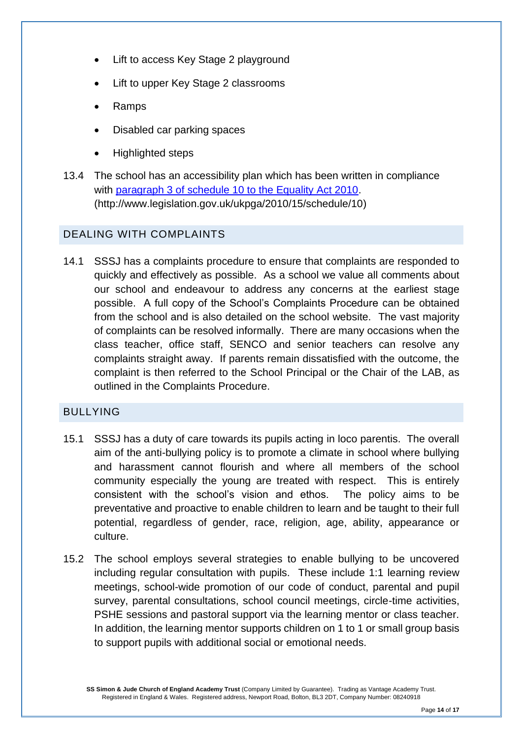- Lift to access Key Stage 2 playground
- Lift to upper Key Stage 2 classrooms
- Ramps
- Disabled car parking spaces
- Highlighted steps

13.4 The school has an accessibility plan which has been written in compliance with [paragraph 3 of schedule 10 to the Equality Act 2010](http://www.legislation.gov.uk/ukpga/2010/15/schedule/10). (http://www.legislation.gov.uk/ukpga/2010/15/schedule/10)

## DEALING WITH COMPLAINTS

14.1 SSSJ has a complaints procedure to ensure that complaints are responded to quickly and effectively as possible. As a school we value all comments about our school and endeavour to address any concerns at the earliest stage possible. A full copy of the School's Complaints Procedure can be obtained from the school and is also detailed on the school website. The vast majority of complaints can be resolved informally. There are many occasions when the class teacher, office staff, SENCO and senior teachers can resolve any complaints straight away. If parents remain dissatisfied with the outcome, the complaint is then referred to the School Principal or the Chair of the LAB, as outlined in the Complaints Procedure.

## BULLYING

15.1 SSSJ has a duty of care towards its pupils acting in loco parentis. The overall aim of the anti-bullying policy is to promote a climate in school where bullying and harassment cannot flourish and where all members of the school community especially the young are treated with respect. This is entirely consistent with the school's vision and ethos. The policy aims to be preventative and proactive to enable children to learn and be taught to their full potential, regardless of gender, race, religion, age, ability, appearance or culture.

15.2 The school employs several strategies to enable bullying to be uncovered including regular consultation with pupils. These include 1:1 learning review meetings, school-wide promotion of our code of conduct, parental and pupil survey, parental consultations, school council meetings, circle-time activities, PSHE sessions and pastoral support via the learning mentor or class teacher. In addition, the learning mentor supports children on 1 to 1 or small group basis to support pupils with additional social or emotional needs.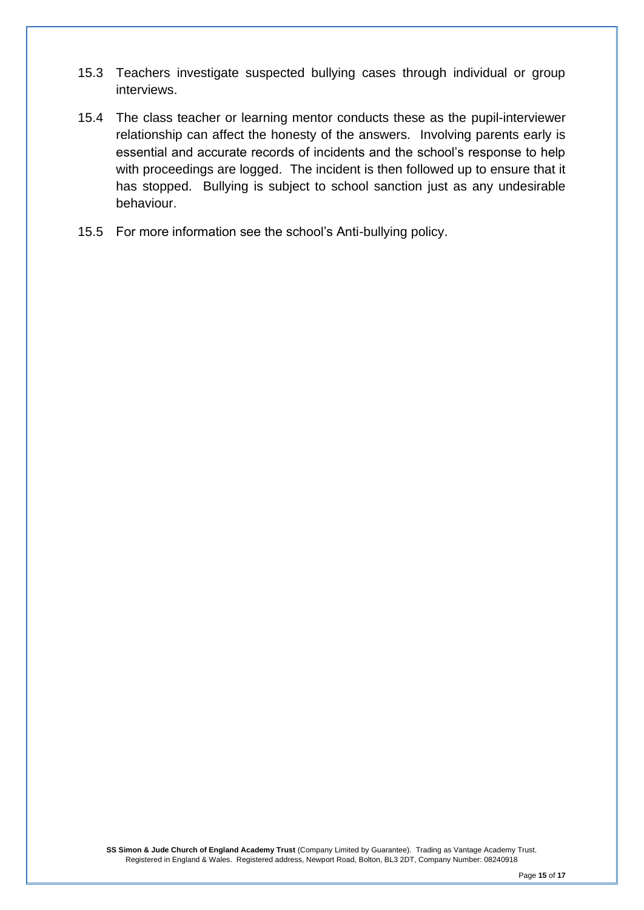15.3 Teachers investigate suspected bullying cases through individual or group interviews.

15.4 The class teacher or learning mentor conducts these as the pupil-interviewer relationship can affect the honesty of the answers. Involving parents early is essential and accurate records of incidents and the school's response to help with proceedings are logged. The incident is then followed up to ensure that it has stopped. Bullying is subject to school sanction just as any undesirable behaviour.

15.5 For more information see the school's Anti-bullying policy.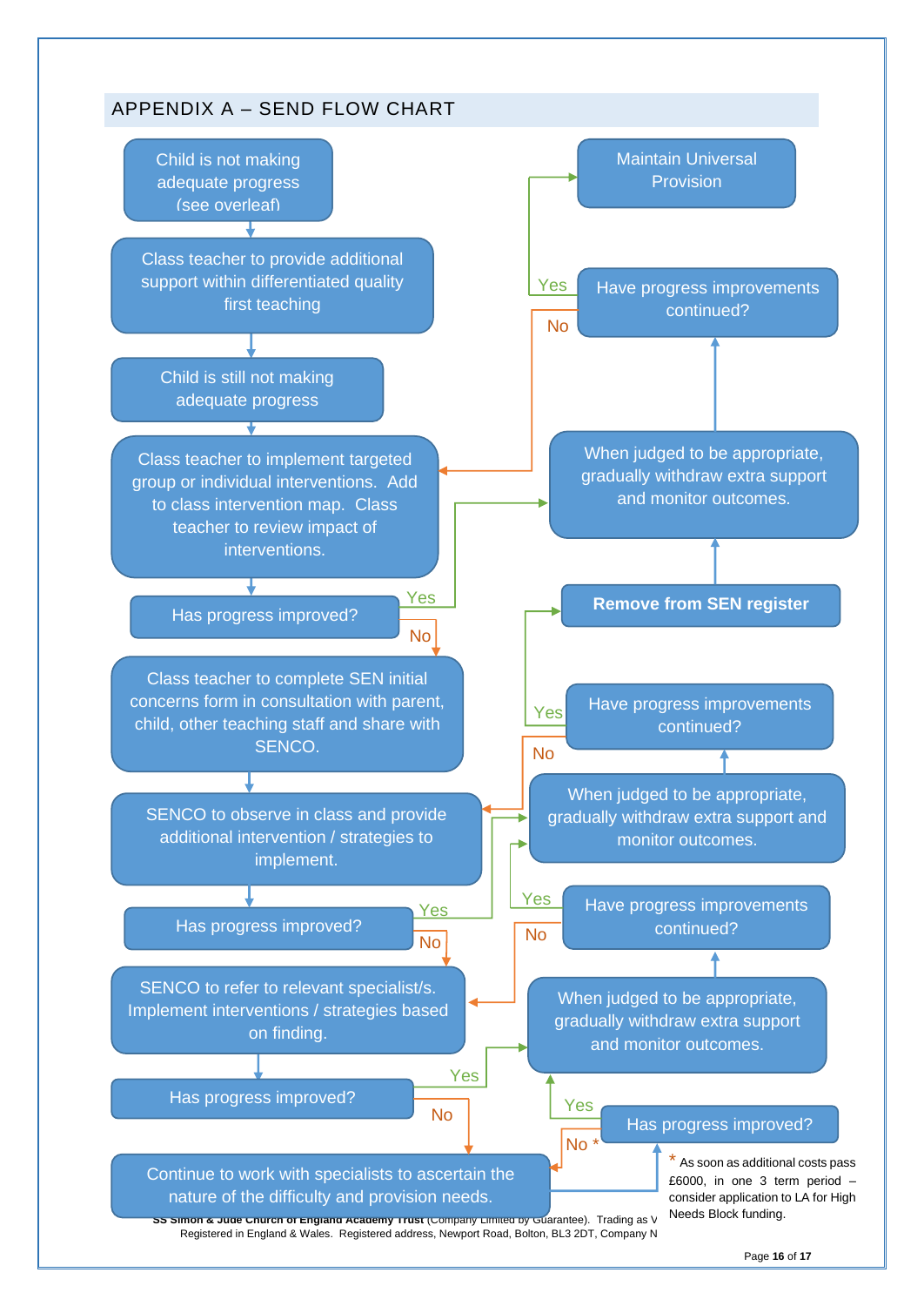## APPENDIX A – SEND FLOW CHART

Child is not making adequate progress (see overleaf)

Class teacher to provide additional support within differentiated quality first teaching

Child is still not making adequate progress

Class teacher to implement targeted group or individual interventions. Add to class intervention map. Class teacher to review impact of interventions.

Has progress improved?

Yes → When judged to be appropriate, gradually withdraw extra support and monitor outcomes. → Have progress improvements continued? Yes → Maintain Universal Provision. No → Class teacher to implement targeted group or individual interventions.

No → Class teacher to complete SEN initial concerns form in consultation with parent, child, other teaching staff and share with SENCO.

SENCO to observe in class and provide additional intervention / strategies to implement.

Has progress improved?

Yes → When judged to be appropriate, gradually withdraw extra support and monitor outcomes. → Have progress improvements continued? Yes → **Remove from SEN register** → When judged to be appropriate, gradually withdraw extra support and monitor outcomes. No → SENCO to observe in class and provide additional intervention / strategies to implement.

No → SENCO to refer to relevant specialist/s. Implement interventions / strategies based on finding.

Has progress improved?

Yes → When judged to be appropriate, gradually withdraw extra support and monitor outcomes. → Have progress improvements continued? Yes → When judged to be appropriate, gradually withdraw extra support and monitor outcomes. No → SENCO to refer to relevant specialist/s.

No → Continue to work with specialists to ascertain the nature of the difficulty and provision needs. → Has progress improved? Yes → When judged to be appropriate, gradually withdraw extra support and monitor outcomes. No * → Continue to work with specialists to ascertain the nature of the difficulty and provision needs.

\* As soon as additional costs pass £6000, in one 3 term period – consider application to LA for High Needs Block funding.

SS Simon & Jude Church of England Academy Trust (Company Limited by Guarantee). Trading as V
Registered in England & Wales. Registered address, Newport Road, Bolton, BL3 2DT, Company N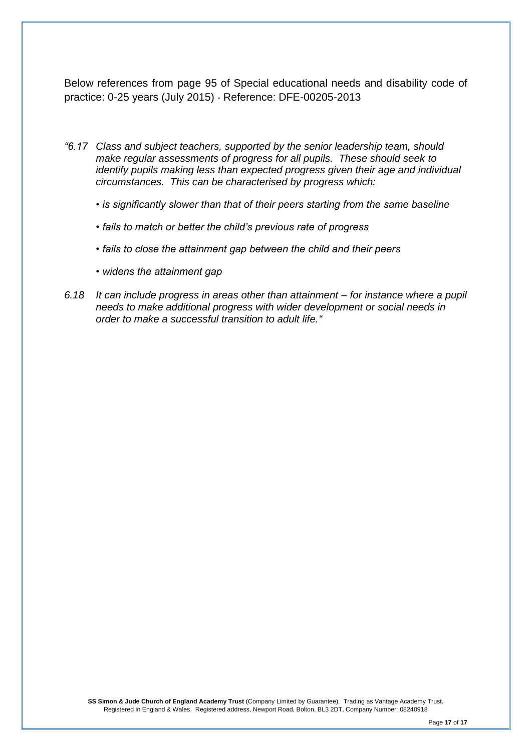Below references from page 95 of Special educational needs and disability code of practice: 0-25 years (July 2015) - Reference: DFE-00205-2013

*"6.17 Class and subject teachers, supported by the senior leadership team, should make regular assessments of progress for all pupils. These should seek to identify pupils making less than expected progress given their age and individual circumstances. This can be characterised by progress which:*

- *is significantly slower than that of their peers starting from the same baseline*
- *fails to match or better the child's previous rate of progress*
- *fails to close the attainment gap between the child and their peers*
- *widens the attainment gap*

*6.18 It can include progress in areas other than attainment – for instance where a pupil needs to make additional progress with wider development or social needs in order to make a successful transition to adult life."*

**SS Simon & Jude Church of England Academy Trust** (Company Limited by Guarantee). Trading as Vantage Academy Trust. Registered in England & Wales. Registered address, Newport Road, Bolton, BL3 2DT, Company Number: 08240918